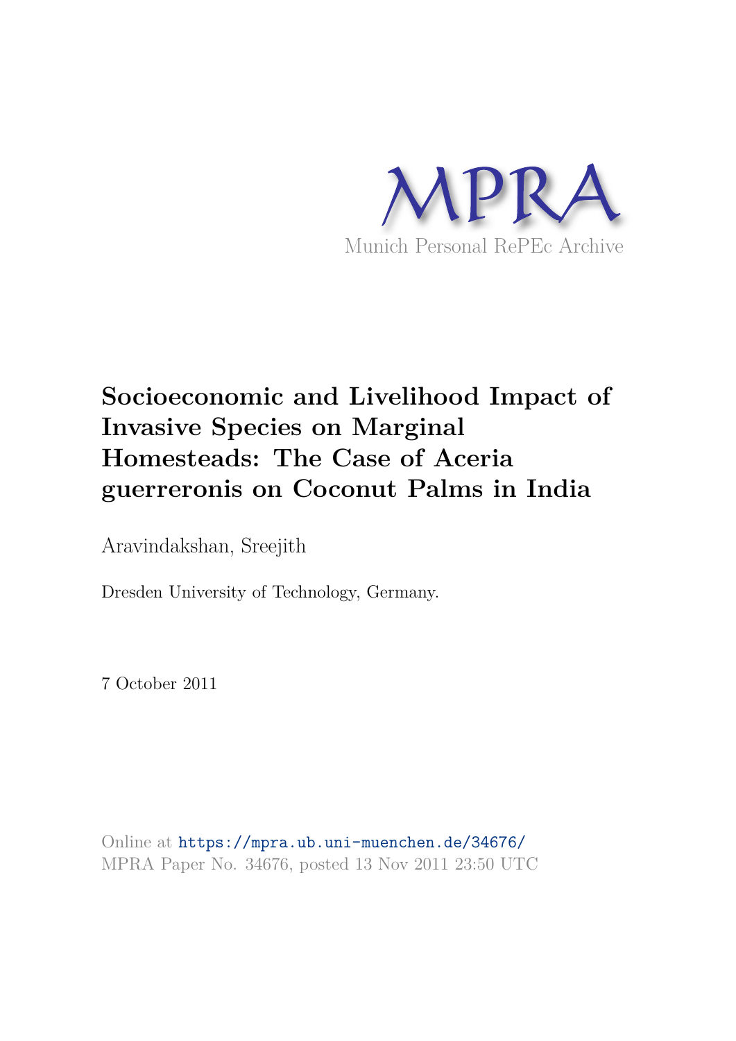MPRA

Munich Personal RePEc Archive

# Socioeconomic and Livelihood Impact of Invasive Species on Marginal Homesteads: The Case of Aceria guerreronis on Coconut Palms in India

Aravindakshan, Sreejith

Dresden University of Technology, Germany.

7 October 2011

Online at https://mpra.ub.uni-muenchen.de/34676/
MPRA Paper No. 34676, posted 13 Nov 2011 23:50 UTC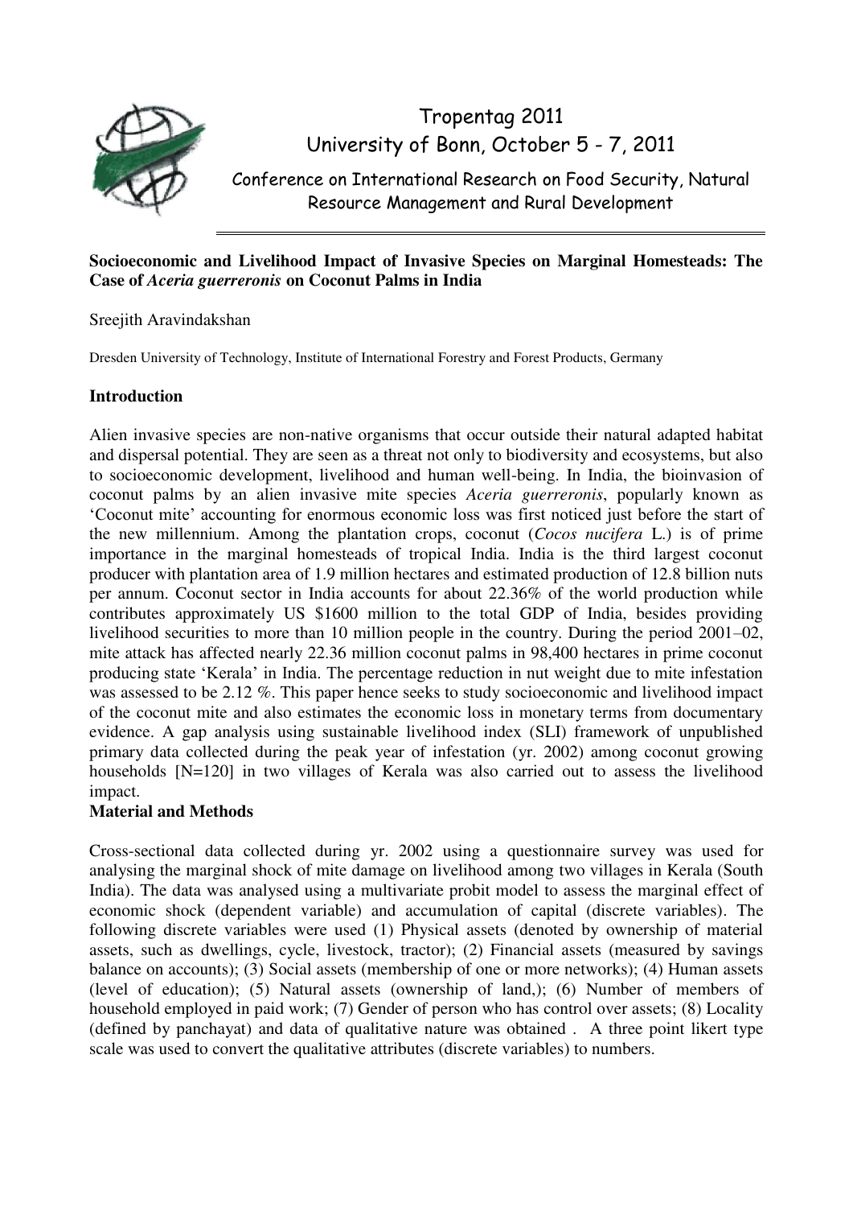Tropentag 2011
University of Bonn, October 5 - 7, 2011

Conference on International Research on Food Security, Natural Resource Management and Rural Development

**Socioeconomic and Livelihood Impact of Invasive Species on Marginal Homesteads: The Case of *Aceria guerreronis* on Coconut Palms in India**

Sreejith Aravindakshan

Dresden University of Technology, Institute of International Forestry and Forest Products, Germany

## Introduction

Alien invasive species are non-native organisms that occur outside their natural adapted habitat and dispersal potential. They are seen as a threat not only to biodiversity and ecosystems, but also to socioeconomic development, livelihood and human well-being. In India, the bioinvasion of coconut palms by an alien invasive mite species *Aceria guerreronis*, popularly known as 'Coconut mite' accounting for enormous economic loss was first noticed just before the start of the new millennium. Among the plantation crops, coconut (*Cocos nucifera* L.) is of prime importance in the marginal homesteads of tropical India. India is the third largest coconut producer with plantation area of 1.9 million hectares and estimated production of 12.8 billion nuts per annum. Coconut sector in India accounts for about 22.36% of the world production while contributes approximately US $1600 million to the total GDP of India, besides providing livelihood securities to more than 10 million people in the country. During the period 2001–02, mite attack has affected nearly 22.36 million coconut palms in 98,400 hectares in prime coconut producing state 'Kerala' in India. The percentage reduction in nut weight due to mite infestation was assessed to be 2.12 %. This paper hence seeks to study socioeconomic and livelihood impact of the coconut mite and also estimates the economic loss in monetary terms from documentary evidence. A gap analysis using sustainable livelihood index (SLI) framework of unpublished primary data collected during the peak year of infestation (yr. 2002) among coconut growing households [N=120] in two villages of Kerala was also carried out to assess the livelihood impact.

## Material and Methods

Cross-sectional data collected during yr. 2002 using a questionnaire survey was used for analysing the marginal shock of mite damage on livelihood among two villages in Kerala (South India). The data was analysed using a multivariate probit model to assess the marginal effect of economic shock (dependent variable) and accumulation of capital (discrete variables). The following discrete variables were used (1) Physical assets (denoted by ownership of material assets, such as dwellings, cycle, livestock, tractor); (2) Financial assets (measured by savings balance on accounts); (3) Social assets (membership of one or more networks); (4) Human assets (level of education); (5) Natural assets (ownership of land,); (6) Number of members of household employed in paid work; (7) Gender of person who has control over assets; (8) Locality (defined by panchayat) and data of qualitative nature was obtained . A three point likert type scale was used to convert the qualitative attributes (discrete variables) to numbers.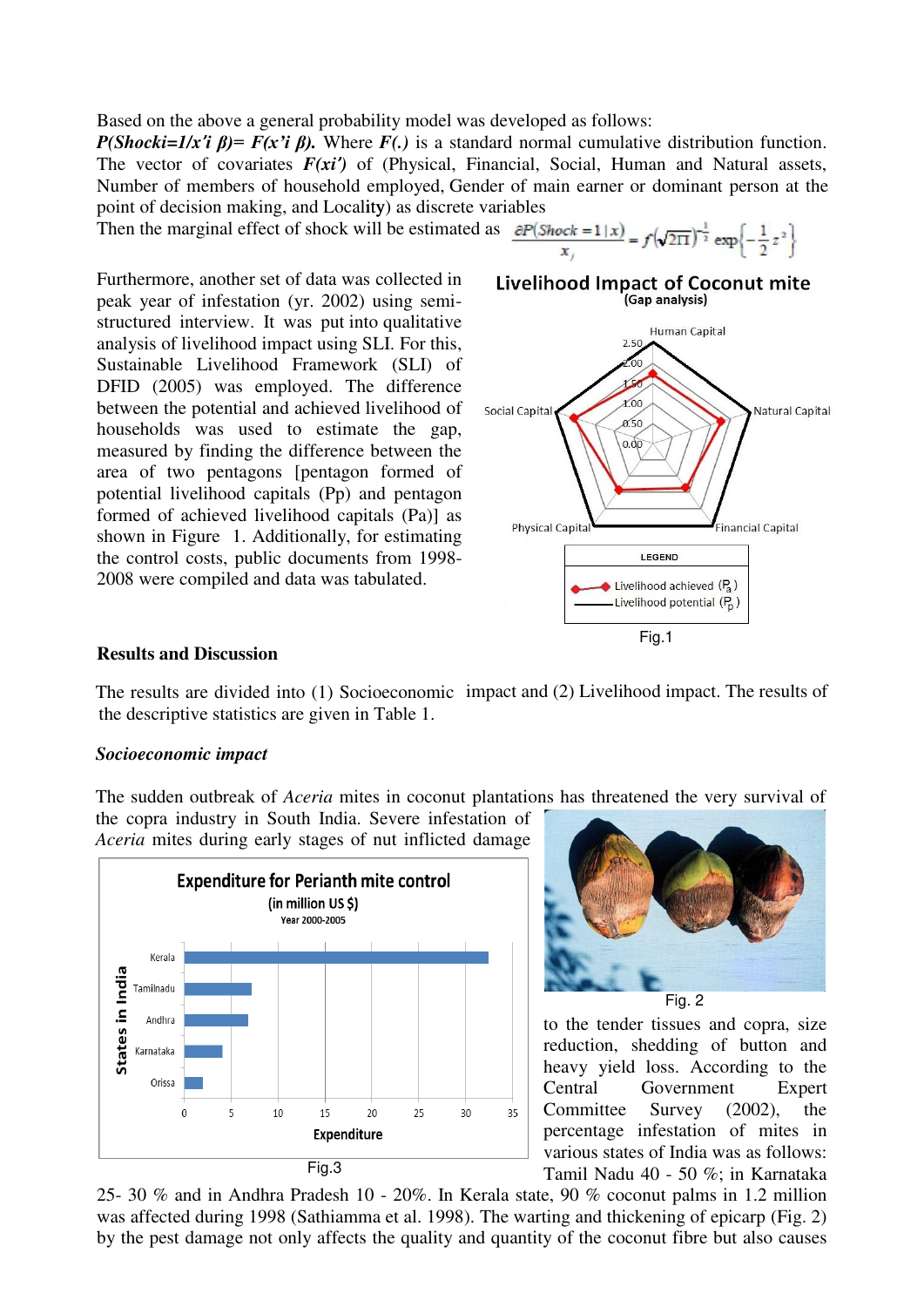Based on the above a general probability model was developed as follows:

***P(Shocki=1/x'i β)= F(x'i β).*** Where ***F(.)*** is a standard normal cumulative distribution function. The vector of covariates ***F(xi')*** of (Physical, Financial, Social, Human and Natural assets, Number of members of household employed, Gender of main earner or dominant person at the point of decision making, and Locality) as discrete variables

Then the marginal effect of shock will be estimated as $\frac{\partial P(Shock=1|x)}{x_j} = f\left(\sqrt{2\Pi}\right)^{\frac{1}{2}} \exp\left\{-\frac{1}{2}z^2\right\}$

Furthermore, another set of data was collected in peak year of infestation (yr. 2002) using semi-structured interview. It was put into qualitative analysis of livelihood impact using SLI. For this, Sustainable Livelihood Framework (SLI) of DFID (2005) was employed. The difference between the potential and achieved livelihood of households was used to estimate the gap, measured by finding the difference between the area of two pentagons [pentagon formed of potential livelihood capitals (Pp) and pentagon formed of achieved livelihood capitals (Pa)] as shown in Figure 1. Additionally, for estimating the control costs, public documents from 1998-2008 were compiled and data was tabulated.

Fig.1

## Results and Discussion

The results are divided into (1) Socioeconomic impact and (2) Livelihood impact. The results of the descriptive statistics are given in Table 1.

### *Socioeconomic impact*

The sudden outbreak of *Aceria* mites in coconut plantations has threatened the very survival of the copra industry in South India. Severe infestation of *Aceria* mites during early stages of nut inflicted damage to the tender tissues and copra, size reduction, shedding of button and heavy yield loss. According to the Central Government Expert Committee Survey (2002), the percentage infestation of mites in various states of India was as follows: Tamil Nadu 40 - 50 %; in Karnataka 25- 30 % and in Andhra Pradesh 10 - 20%. In Kerala state, 90 % coconut palms in 1.2 million was affected during 1998 (Sathiamma et al. 1998). The warting and thickening of epicarp (Fig. 2) by the pest damage not only affects the quality and quantity of the coconut fibre but also causes

Fig.3

Fig. 2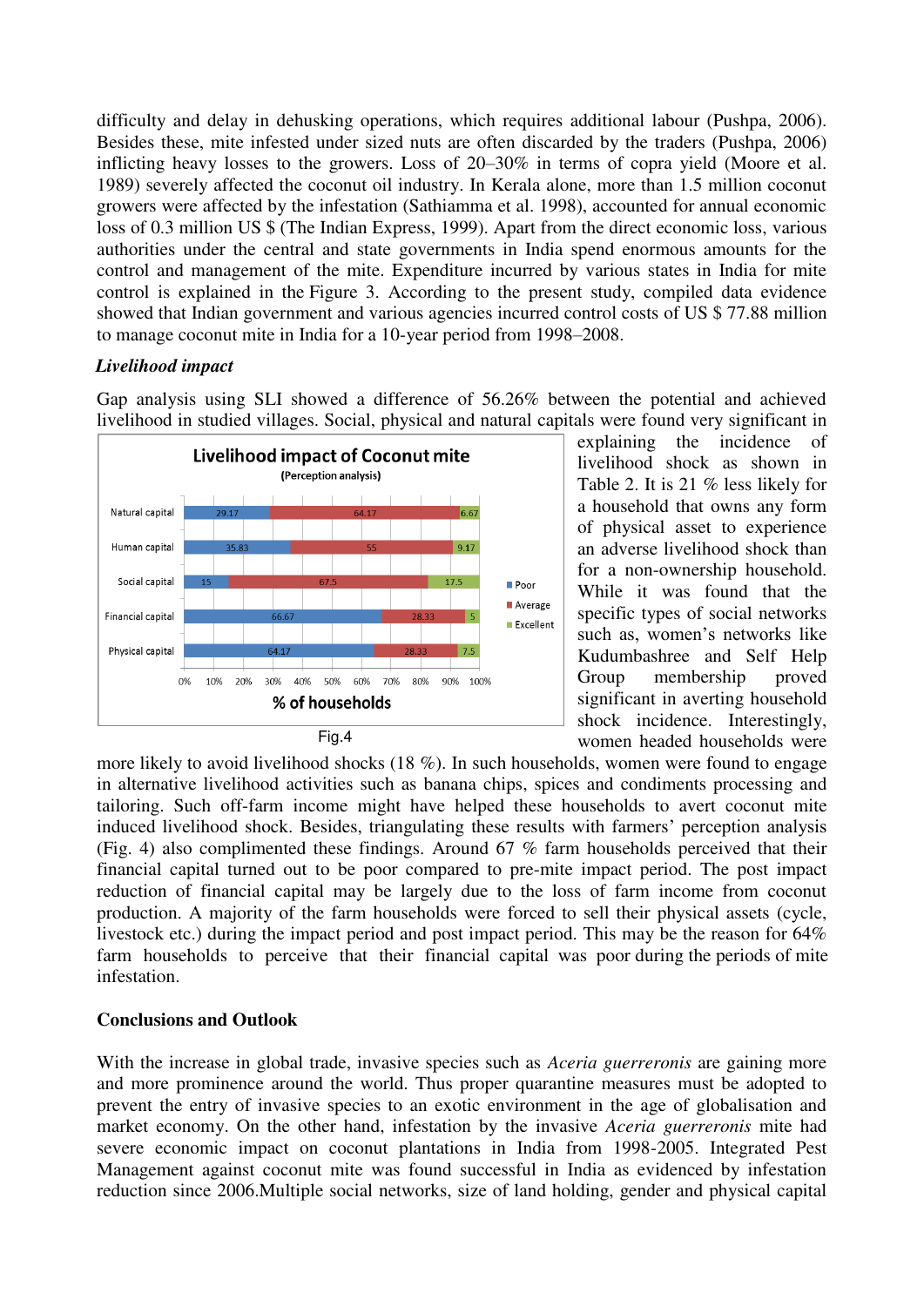difficulty and delay in dehusking operations, which requires additional labour (Pushpa, 2006). Besides these, mite infested under sized nuts are often discarded by the traders (Pushpa, 2006) inflicting heavy losses to the growers. Loss of 20–30% in terms of copra yield (Moore et al. 1989) severely affected the coconut oil industry. In Kerala alone, more than 1.5 million coconut growers were affected by the infestation (Sathiamma et al. 1998), accounted for annual economic loss of 0.3 million US $ (The Indian Express, 1999). Apart from the direct economic loss, various authorities under the central and state governments in India spend enormous amounts for the control and management of the mite. Expenditure incurred by various states in India for mite control is explained in the Figure 3. According to the present study, compiled data evidence showed that Indian government and various agencies incurred control costs of US $ 77.88 million to manage coconut mite in India for a 10-year period from 1998–2008.

### *Livelihood impact*

Gap analysis using SLI showed a difference of 56.26% between the potential and achieved livelihood in studied villages. Social, physical and natural capitals were found very significant in explaining the incidence of livelihood shock as shown in Table 2. It is 21 % less likely for a household that owns any form of physical asset to experience an adverse livelihood shock than for a non-ownership household. While it was found that the specific types of social networks such as, women's networks like Kudumbashree and Self Help Group membership proved significant in averting household shock incidence. Interestingly, women headed households were more likely to avoid livelihood shocks (18 %). In such households, women were found to engage in alternative livelihood activities such as banana chips, spices and condiments processing and tailoring. Such off-farm income might have helped these households to avert coconut mite induced livelihood shock. Besides, triangulating these results with farmers' perception analysis (Fig. 4) also complimented these findings. Around 67 % farm households perceived that their financial capital turned out to be poor compared to pre-mite impact period. The post impact reduction of financial capital may be largely due to the loss of farm income from coconut production. A majority of the farm households were forced to sell their physical assets (cycle, livestock etc.) during the impact period and post impact period. This may be the reason for 64% farm households to perceive that their financial capital was poor during the periods of mite infestation.

**Livelihood impact of Coconut mite**
(Perception analysis)

| Capital | Poor | Average | Excellent |
|---|---|---|---|
| Natural capital | 29.17 | 64.17 | 6.67 |
| Human capital | 35.83 | 55 | 9.17 |
| Social capital | 15 | 67.5 | 17.5 |
| Financial capital | 66.67 | 28.33 | 5 |
| Physical capital | 64.17 | 28.33 | 7.5 |

% of households

Fig.4

## Conclusions and Outlook

With the increase in global trade, invasive species such as *Aceria guerreronis* are gaining more and more prominence around the world. Thus proper quarantine measures must be adopted to prevent the entry of invasive species to an exotic environment in the age of globalisation and market economy. On the other hand, infestation by the invasive *Aceria guerreronis* mite had severe economic impact on coconut plantations in India from 1998-2005. Integrated Pest Management against coconut mite was found successful in India as evidenced by infestation reduction since 2006.Multiple social networks, size of land holding, gender and physical capital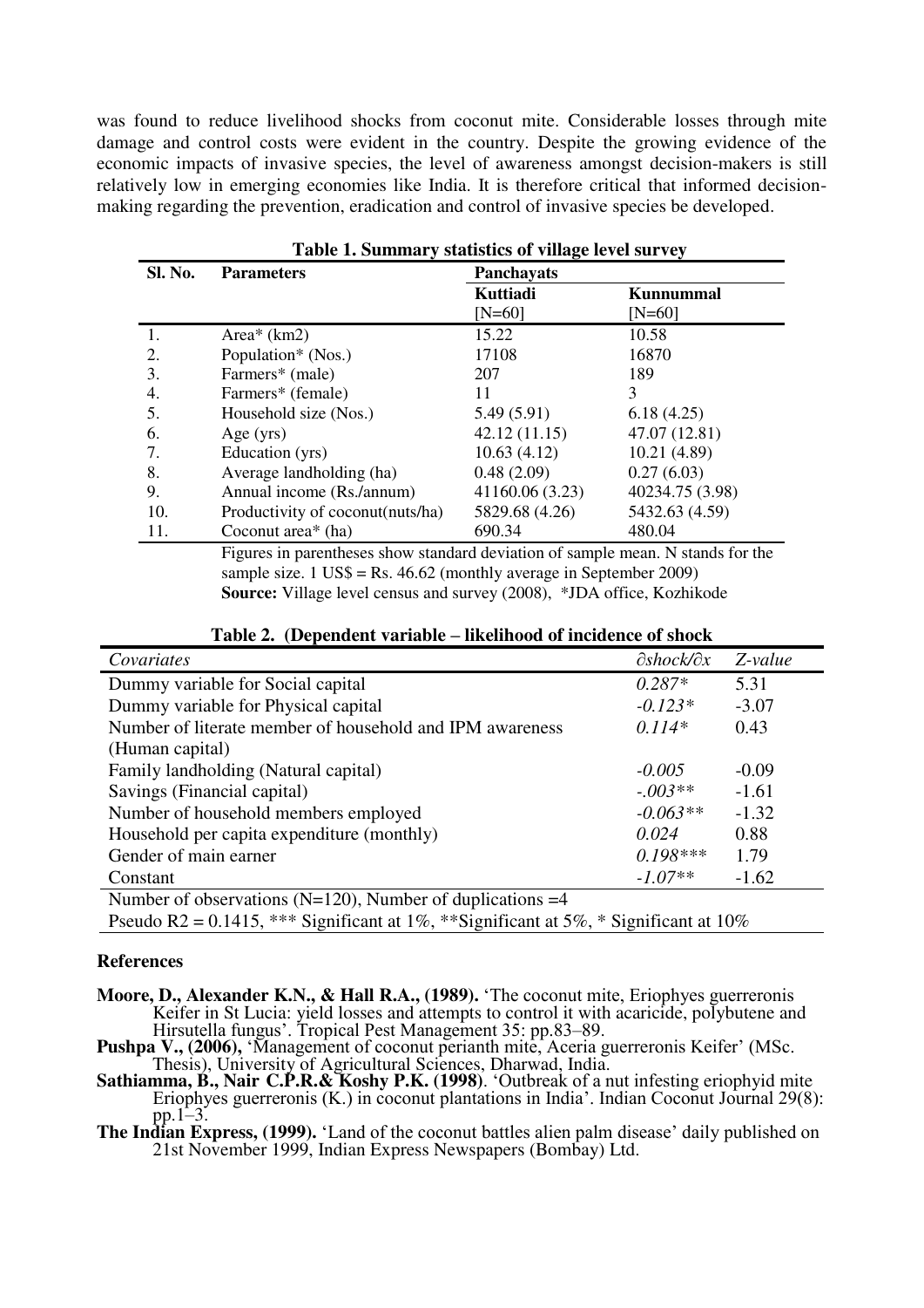was found to reduce livelihood shocks from coconut mite. Considerable losses through mite damage and control costs were evident in the country. Despite the growing evidence of the economic impacts of invasive species, the level of awareness amongst decision-makers is still relatively low in emerging economies like India. It is therefore critical that informed decision-making regarding the prevention, eradication and control of invasive species be developed.

**Table 1. Summary statistics of village level survey**

| Sl. No. | Parameters | Panchayats | |
|---|---|---|---|
| | | Kuttiadi [N=60] | Kunnummal [N=60] |
| 1. | Area* (km2) | 15.22 | 10.58 |
| 2. | Population* (Nos.) | 17108 | 16870 |
| 3. | Farmers* (male) | 207 | 189 |
| 4. | Farmers* (female) | 11 | 3 |
| 5. | Household size (Nos.) | 5.49 (5.91) | 6.18 (4.25) |
| 6. | Age (yrs) | 42.12 (11.15) | 47.07 (12.81) |
| 7. | Education (yrs) | 10.63 (4.12) | 10.21 (4.89) |
| 8. | Average landholding (ha) | 0.48 (2.09) | 0.27 (6.03) |
| 9. | Annual income (Rs./annum) | 41160.06 (3.23) | 40234.75 (3.98) |
| 10. | Productivity of coconut(nuts/ha) | 5829.68 (4.26) | 5432.63 (4.59) |
| 11. | Coconut area* (ha) | 690.34 | 480.04 |

Figures in parentheses show standard deviation of sample mean. N stands for the sample size. 1 US$ = Rs. 46.62 (monthly average in September 2009)
**Source:** Village level census and survey (2008), *JDA office, Kozhikode

**Table 2. (Dependent variable – likelihood of incidence of shock**

| *Covariates* | *$\partial shock/\partial x$* | *Z-value* |
|---|---|---|
| Dummy variable for Social capital | *0.287** | 5.31 |
| Dummy variable for Physical capital | *-0.123** | -3.07 |
| Number of literate member of household and IPM awareness (Human capital) | *0.114** | 0.43 |
| Family landholding (Natural capital) | *-0.005* | -0.09 |
| Savings (Financial capital) | *-.003*** | -1.61 |
| Number of household members employed | *-0.063*** | -1.32 |
| Household per capita expenditure (monthly) | *0.024* | 0.88 |
| Gender of main earner | *0.198**** | 1.79 |
| Constant | *-1.07*** | -1.62 |

Number of observations (N=120), Number of duplications =4
Pseudo R2 = 0.1415, *** Significant at 1%, **Significant at 5%, * Significant at 10%

**References**

**Moore, D., Alexander K.N., & Hall R.A., (1989).** 'The coconut mite, Eriophyes guerreronis Keifer in St Lucia: yield losses and attempts to control it with acaricide, polybutene and Hirsutella fungus'. Tropical Pest Management 35: pp.83–89.

**Pushpa V., (2006),** 'Management of coconut perianth mite, Aceria guerreronis Keifer' (MSc. Thesis), University of Agricultural Sciences, Dharwad, India.

**Sathiamma, B., Nair C.P.R.& Koshy P.K. (1998)**. 'Outbreak of a nut infesting eriophyid mite Eriophyes guerreronis (K.) in coconut plantations in India'. Indian Coconut Journal 29(8): pp.1–3.

**The Indian Express, (1999).** 'Land of the coconut battles alien palm disease' daily published on 21st November 1999, Indian Express Newspapers (Bombay) Ltd.